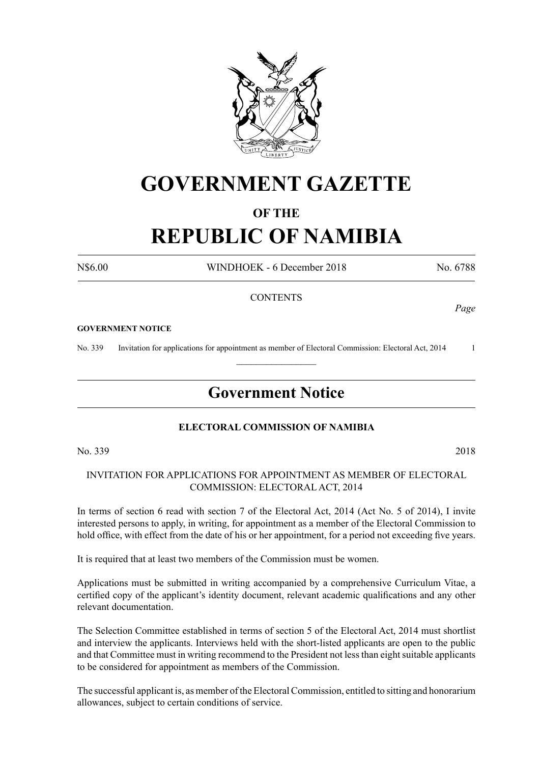# GOVERNMENT GAZETTE

## OF THE

# REPUBLIC OF NAMIBIA

N$6.00 WINDHOEK - 6 December 2018 No. 6788

CONTENTS

*Page*

**GOVERNMENT NOTICE**

No. 339 Invitation for applications for appointment as member of Electoral Commission: Electoral Act, 2014 1

---

## Government Notice

**ELECTORAL COMMISSION OF NAMIBIA**

No. 339 2018

INVITATION FOR APPLICATIONS FOR APPOINTMENT AS MEMBER OF ELECTORAL COMMISSION: ELECTORAL ACT, 2014

In terms of section 6 read with section 7 of the Electoral Act, 2014 (Act No. 5 of 2014), I invite interested persons to apply, in writing, for appointment as a member of the Electoral Commission to hold office, with effect from the date of his or her appointment, for a period not exceeding five years.

It is required that at least two members of the Commission must be women.

Applications must be submitted in writing accompanied by a comprehensive Curriculum Vitae, a certified copy of the applicant's identity document, relevant academic qualifications and any other relevant documentation.

The Selection Committee established in terms of section 5 of the Electoral Act, 2014 must shortlist and interview the applicants. Interviews held with the short-listed applicants are open to the public and that Committee must in writing recommend to the President not less than eight suitable applicants to be considered for appointment as members of the Commission.

The successful applicant is, as member of the Electoral Commission, entitled to sitting and honorarium allowances, subject to certain conditions of service.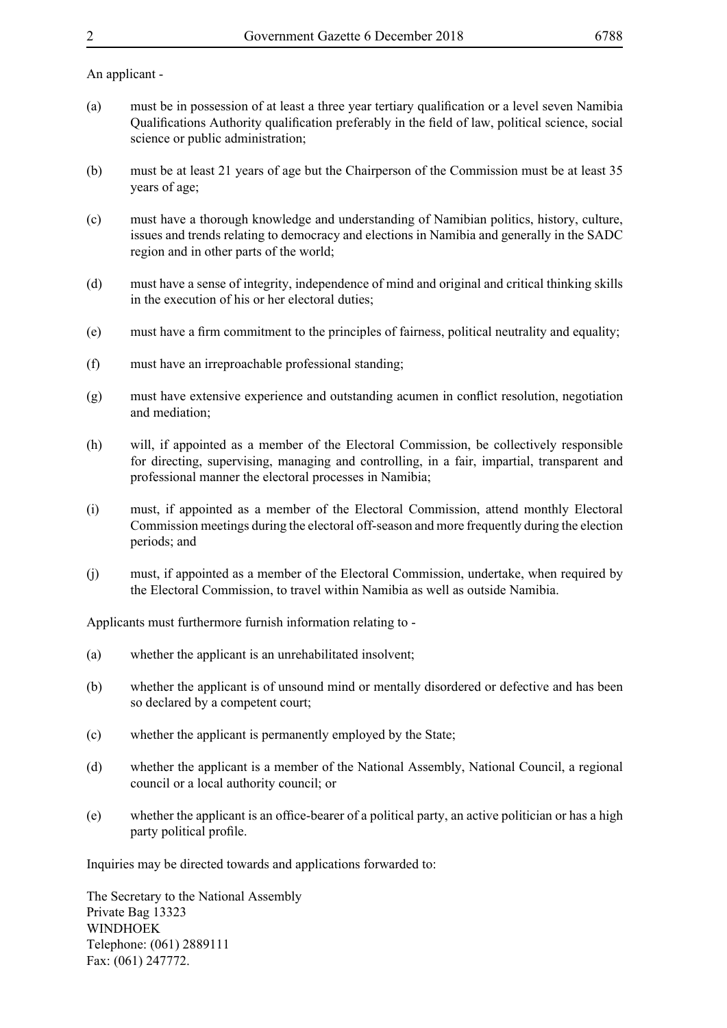An applicant -

(a) must be in possession of at least a three year tertiary qualification or a level seven Namibia Qualifications Authority qualification preferably in the field of law, political science, social science or public administration;

(b) must be at least 21 years of age but the Chairperson of the Commission must be at least 35 years of age;

(c) must have a thorough knowledge and understanding of Namibian politics, history, culture, issues and trends relating to democracy and elections in Namibia and generally in the SADC region and in other parts of the world;

(d) must have a sense of integrity, independence of mind and original and critical thinking skills in the execution of his or her electoral duties;

(e) must have a firm commitment to the principles of fairness, political neutrality and equality;

(f) must have an irreproachable professional standing;

(g) must have extensive experience and outstanding acumen in conflict resolution, negotiation and mediation;

(h) will, if appointed as a member of the Electoral Commission, be collectively responsible for directing, supervising, managing and controlling, in a fair, impartial, transparent and professional manner the electoral processes in Namibia;

(i) must, if appointed as a member of the Electoral Commission, attend monthly Electoral Commission meetings during the electoral off-season and more frequently during the election periods; and

(j) must, if appointed as a member of the Electoral Commission, undertake, when required by the Electoral Commission, to travel within Namibia as well as outside Namibia.

Applicants must furthermore furnish information relating to -

(a) whether the applicant is an unrehabilitated insolvent;

(b) whether the applicant is of unsound mind or mentally disordered or defective and has been so declared by a competent court;

(c) whether the applicant is permanently employed by the State;

(d) whether the applicant is a member of the National Assembly, National Council, a regional council or a local authority council; or

(e) whether the applicant is an office-bearer of a political party, an active politician or has a high party political profile.

Inquiries may be directed towards and applications forwarded to:

The Secretary to the National Assembly
Private Bag 13323
WINDHOEK
Telephone: (061) 2889111
Fax: (061) 247772.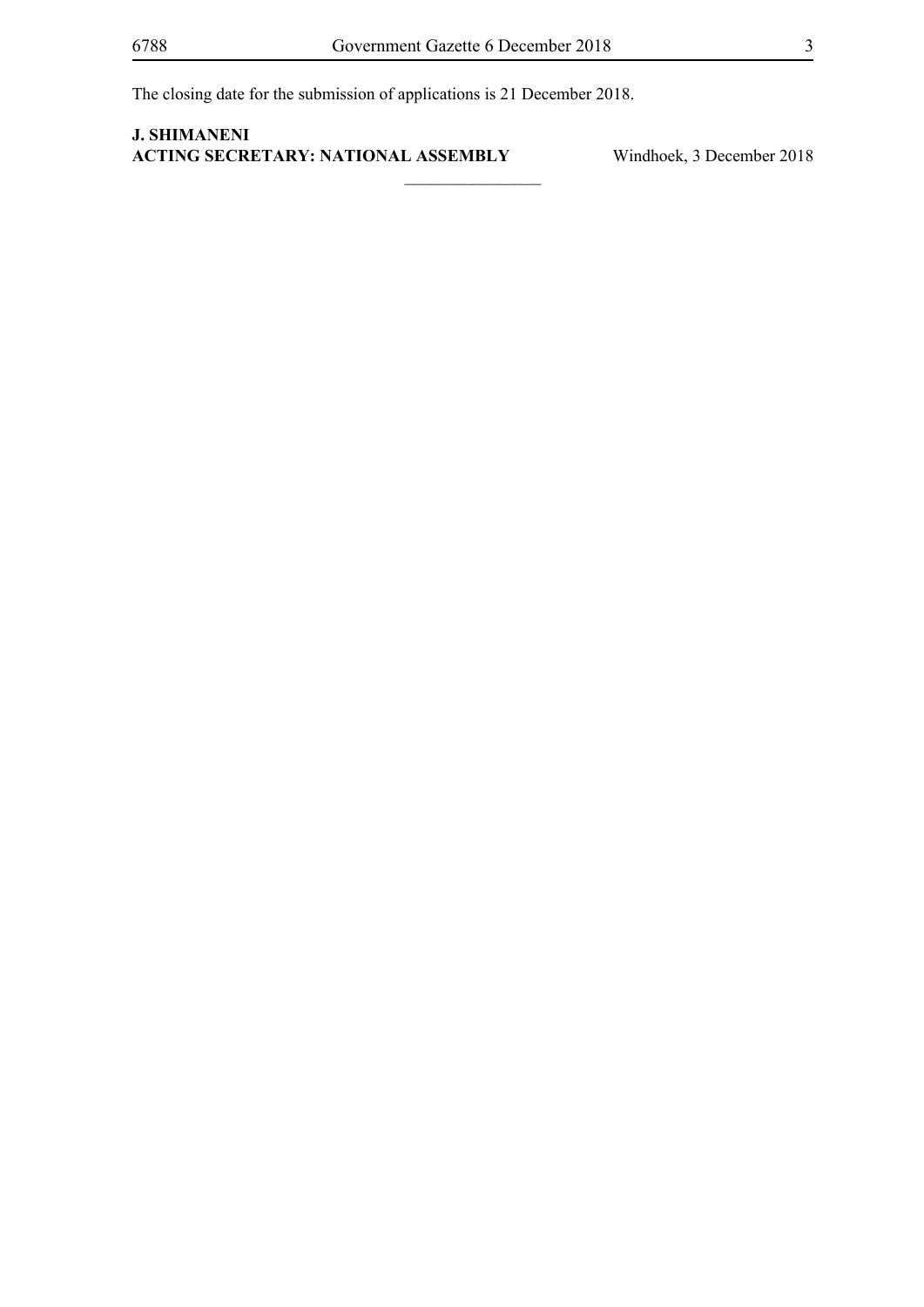The closing date for the submission of applications is 21 December 2018.

**J. SHIMANENI**
**ACTING SECRETARY: NATIONAL ASSEMBLY** Windhoek, 3 December 2018

________________